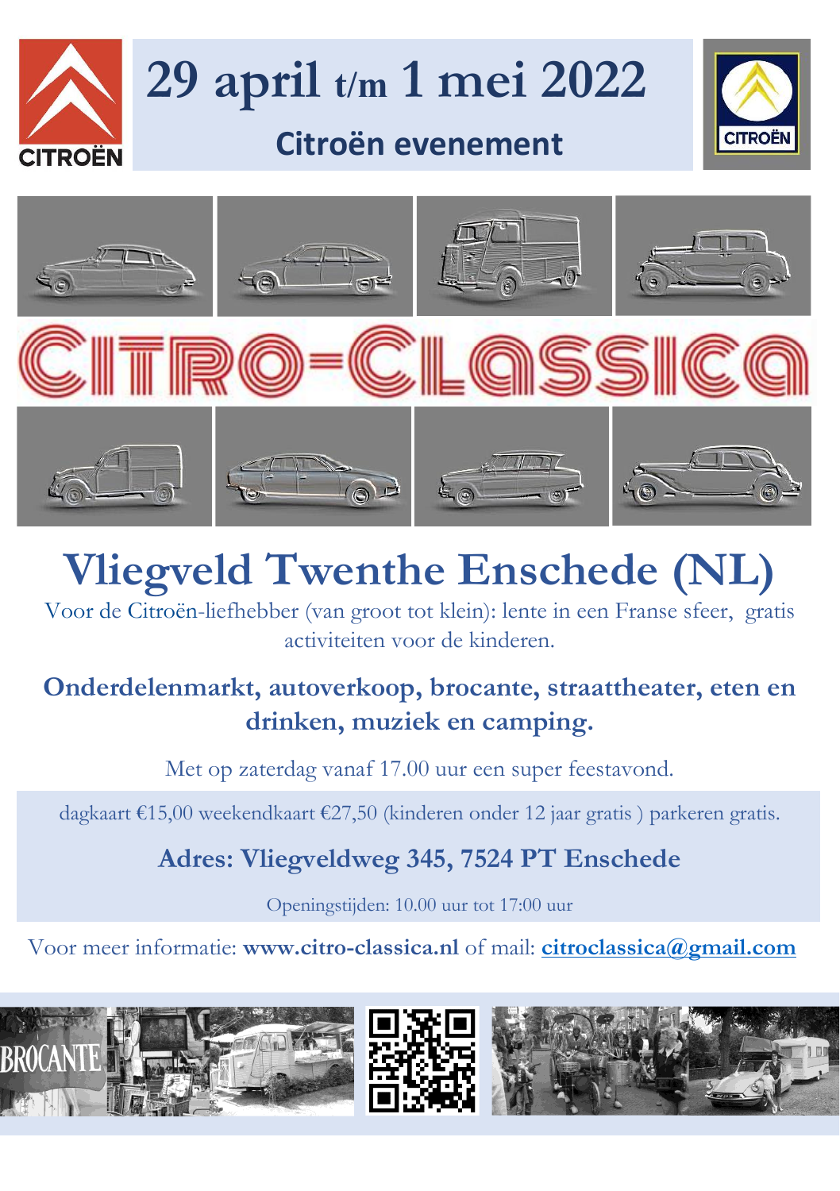# 29 april t/m 1 mei 2022

## Citroën evenement

# CITRO-CLASSICA

# Vliegveld Twenthe Enschede (NL)

Voor de Citroën-liefhebber (van groot tot klein): lente in een Franse sfeer, gratis activiteiten voor de kinderen.

**Onderdelenmarkt, autoverkoop, brocante, straattheater, eten en drinken, muziek en camping.**

Met op zaterdag vanaf 17.00 uur een super feestavond.

dagkaart €15,00 weekendkaart €27,50 (kinderen onder 12 jaar gratis ) parkeren gratis.

**Adres: Vliegveldweg 345, 7524 PT Enschede**

Openingstijden: 10.00 uur tot 17:00 uur

Voor meer informatie: **www.citro-classica.nl** of mail: **citroclassica@gmail.com**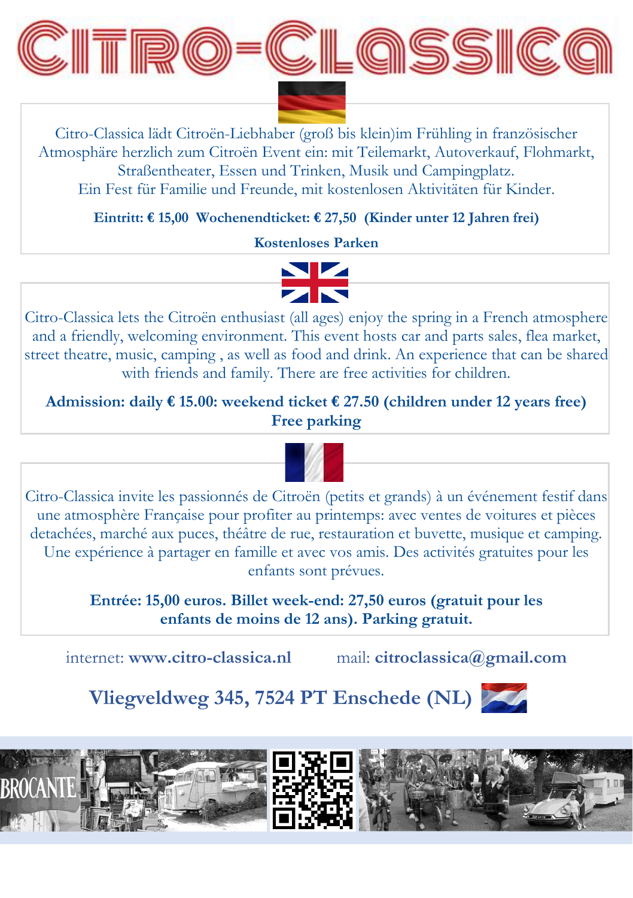# CITRO-CLASSICA

Citro-Classica lädt Citroën-Liebhaber (groß bis klein)im Frühling in französischer Atmosphäre herzlich zum Citroën Event ein: mit Teilemarkt, Autoverkauf, Flohmarkt, Straßentheater, Essen und Trinken, Musik und Campingplatz. Ein Fest für Familie und Freunde, mit kostenlosen Aktivitäten für Kinder.

**Eintritt: € 15,00 Wochenendticket: € 27,50 (Kinder unter 12 Jahren frei)**

**Kostenloses Parken**

Citro-Classica lets the Citroën enthusiast (all ages) enjoy the spring in a French atmosphere and a friendly, welcoming environment. This event hosts car and parts sales, flea market, street theatre, music, camping , as well as food and drink. An experience that can be shared with friends and family. There are free activities for children.

**Admission: daily € 15.00: weekend ticket € 27.50 (children under 12 years free)**
**Free parking**

Citro-Classica invite les passionnés de Citroën (petits et grands) à un événement festif dans une atmosphère Française pour profiter au printemps: avec ventes de voitures et pièces detachées, marché aux puces, théâtre de rue, restauration et buvette, musique et camping. Une expérience à partager en famille et avec vos amis. Des activités gratuites pour les enfants sont prévues.

**Entrée: 15,00 euros. Billet week-end: 27,50 euros (gratuit pour les enfants de moins de 12 ans). Parking gratuit.**

internet: **www.citro-classica.nl** mail: **citroclassica@gmail.com**

**Vliegveldweg 345, 7524 PT Enschede (NL)**